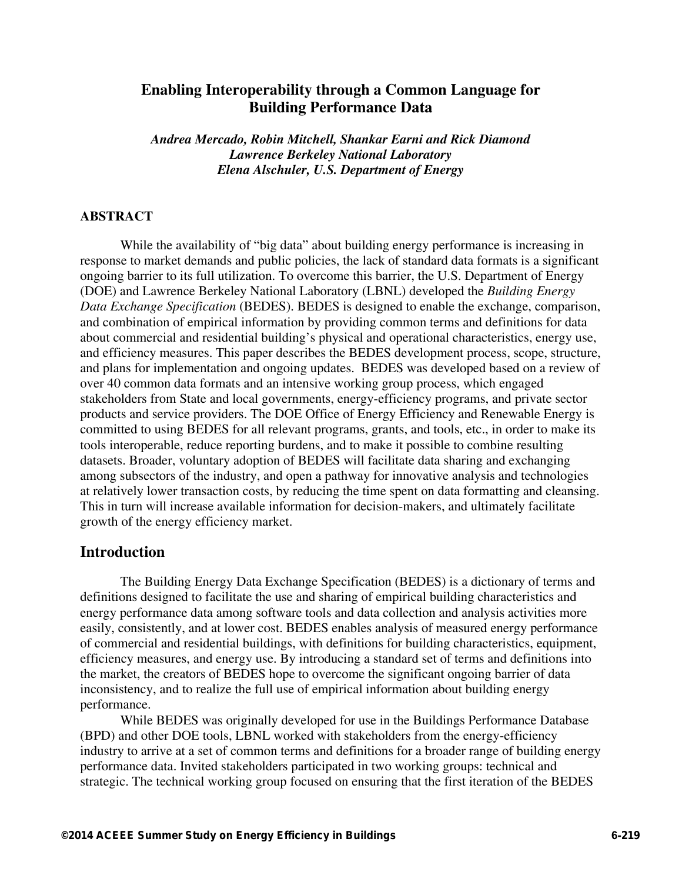# Enabling Interoperability through a Common Language for Building Performance Data

*Andrea Mercado, Robin Mitchell, Shankar Earni and Rick Diamond*
*Lawrence Berkeley National Laboratory*
*Elena Alschuler, U.S. Department of Energy*

## ABSTRACT

While the availability of "big data" about building energy performance is increasing in response to market demands and public policies, the lack of standard data formats is a significant ongoing barrier to its full utilization. To overcome this barrier, the U.S. Department of Energy (DOE) and Lawrence Berkeley National Laboratory (LBNL) developed the *Building Energy Data Exchange Specification* (BEDES). BEDES is designed to enable the exchange, comparison, and combination of empirical information by providing common terms and definitions for data about commercial and residential building's physical and operational characteristics, energy use, and efficiency measures. This paper describes the BEDES development process, scope, structure, and plans for implementation and ongoing updates. BEDES was developed based on a review of over 40 common data formats and an intensive working group process, which engaged stakeholders from State and local governments, energy-efficiency programs, and private sector products and service providers. The DOE Office of Energy Efficiency and Renewable Energy is committed to using BEDES for all relevant programs, grants, and tools, etc., in order to make its tools interoperable, reduce reporting burdens, and to make it possible to combine resulting datasets. Broader, voluntary adoption of BEDES will facilitate data sharing and exchanging among subsectors of the industry, and open a pathway for innovative analysis and technologies at relatively lower transaction costs, by reducing the time spent on data formatting and cleansing. This in turn will increase available information for decision-makers, and ultimately facilitate growth of the energy efficiency market.

## Introduction

The Building Energy Data Exchange Specification (BEDES) is a dictionary of terms and definitions designed to facilitate the use and sharing of empirical building characteristics and energy performance data among software tools and data collection and analysis activities more easily, consistently, and at lower cost. BEDES enables analysis of measured energy performance of commercial and residential buildings, with definitions for building characteristics, equipment, efficiency measures, and energy use. By introducing a standard set of terms and definitions into the market, the creators of BEDES hope to overcome the significant ongoing barrier of data inconsistency, and to realize the full use of empirical information about building energy performance.

While BEDES was originally developed for use in the Buildings Performance Database (BPD) and other DOE tools, LBNL worked with stakeholders from the energy-efficiency industry to arrive at a set of common terms and definitions for a broader range of building energy performance data. Invited stakeholders participated in two working groups: technical and strategic. The technical working group focused on ensuring that the first iteration of the BEDES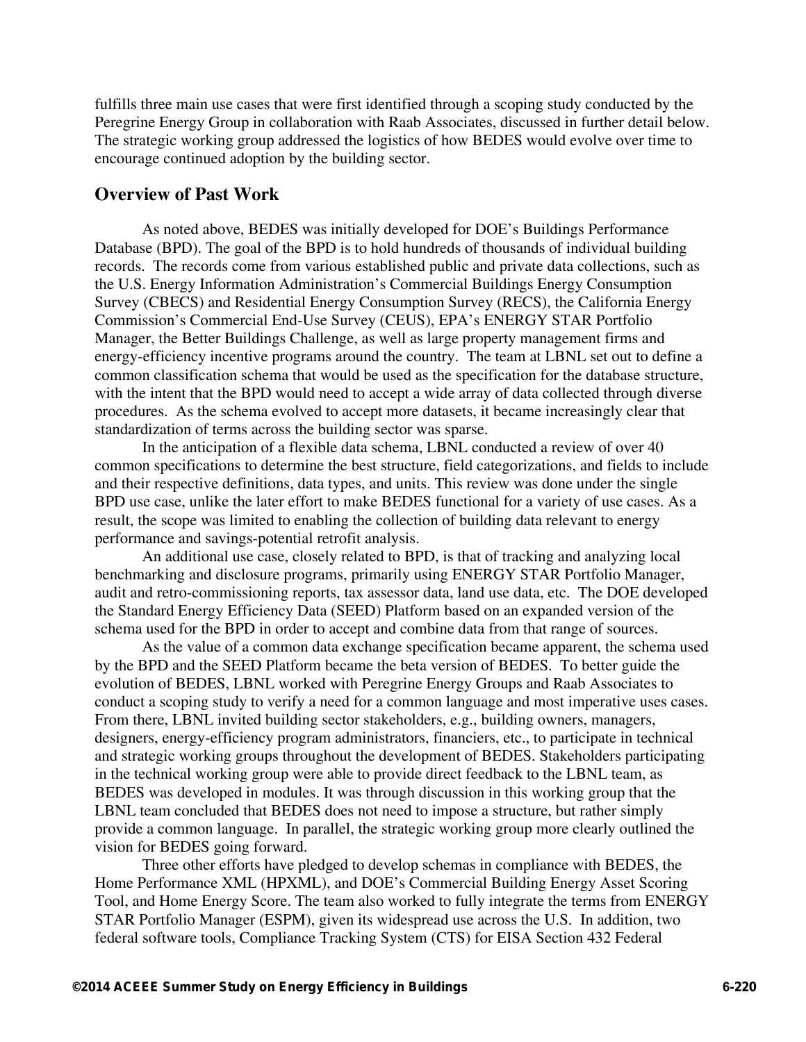fulfills three main use cases that were first identified through a scoping study conducted by the Peregrine Energy Group in collaboration with Raab Associates, discussed in further detail below. The strategic working group addressed the logistics of how BEDES would evolve over time to encourage continued adoption by the building sector.

## Overview of Past Work

As noted above, BEDES was initially developed for DOE's Buildings Performance Database (BPD). The goal of the BPD is to hold hundreds of thousands of individual building records. The records come from various established public and private data collections, such as the U.S. Energy Information Administration's Commercial Buildings Energy Consumption Survey (CBECS) and Residential Energy Consumption Survey (RECS), the California Energy Commission's Commercial End-Use Survey (CEUS), EPA's ENERGY STAR Portfolio Manager, the Better Buildings Challenge, as well as large property management firms and energy-efficiency incentive programs around the country. The team at LBNL set out to define a common classification schema that would be used as the specification for the database structure, with the intent that the BPD would need to accept a wide array of data collected through diverse procedures. As the schema evolved to accept more datasets, it became increasingly clear that standardization of terms across the building sector was sparse.

In the anticipation of a flexible data schema, LBNL conducted a review of over 40 common specifications to determine the best structure, field categorizations, and fields to include and their respective definitions, data types, and units. This review was done under the single BPD use case, unlike the later effort to make BEDES functional for a variety of use cases. As a result, the scope was limited to enabling the collection of building data relevant to energy performance and savings-potential retrofit analysis.

An additional use case, closely related to BPD, is that of tracking and analyzing local benchmarking and disclosure programs, primarily using ENERGY STAR Portfolio Manager, audit and retro-commissioning reports, tax assessor data, land use data, etc. The DOE developed the Standard Energy Efficiency Data (SEED) Platform based on an expanded version of the schema used for the BPD in order to accept and combine data from that range of sources.

As the value of a common data exchange specification became apparent, the schema used by the BPD and the SEED Platform became the beta version of BEDES. To better guide the evolution of BEDES, LBNL worked with Peregrine Energy Groups and Raab Associates to conduct a scoping study to verify a need for a common language and most imperative uses cases. From there, LBNL invited building sector stakeholders, e.g., building owners, managers, designers, energy-efficiency program administrators, financiers, etc., to participate in technical and strategic working groups throughout the development of BEDES. Stakeholders participating in the technical working group were able to provide direct feedback to the LBNL team, as BEDES was developed in modules. It was through discussion in this working group that the LBNL team concluded that BEDES does not need to impose a structure, but rather simply provide a common language. In parallel, the strategic working group more clearly outlined the vision for BEDES going forward.

Three other efforts have pledged to develop schemas in compliance with BEDES, the Home Performance XML (HPXML), and DOE's Commercial Building Energy Asset Scoring Tool, and Home Energy Score. The team also worked to fully integrate the terms from ENERGY STAR Portfolio Manager (ESPM), given its widespread use across the U.S. In addition, two federal software tools, Compliance Tracking System (CTS) for EISA Section 432 Federal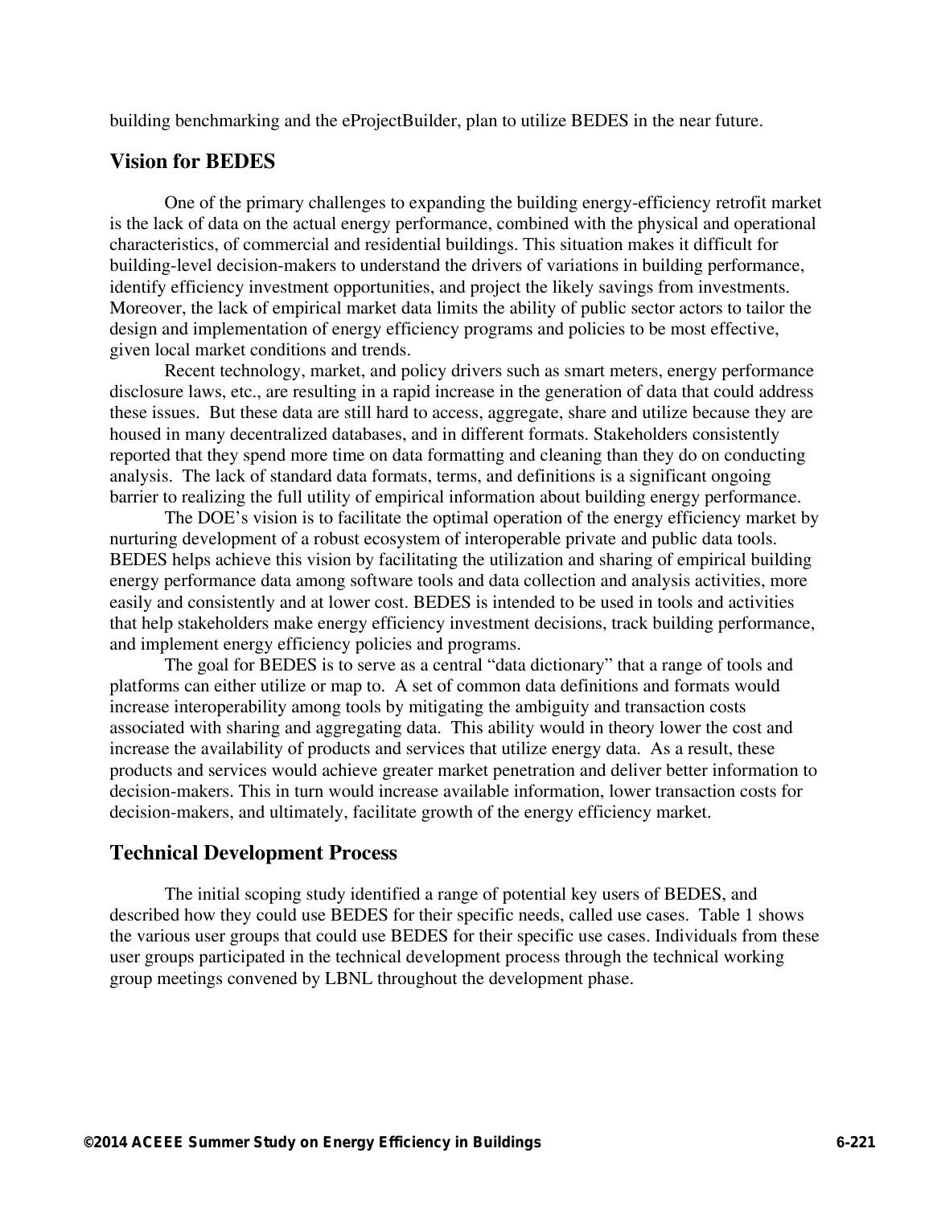building benchmarking and the eProjectBuilder, plan to utilize BEDES in the near future.

## Vision for BEDES

One of the primary challenges to expanding the building energy-efficiency retrofit market is the lack of data on the actual energy performance, combined with the physical and operational characteristics, of commercial and residential buildings. This situation makes it difficult for building-level decision-makers to understand the drivers of variations in building performance, identify efficiency investment opportunities, and project the likely savings from investments. Moreover, the lack of empirical market data limits the ability of public sector actors to tailor the design and implementation of energy efficiency programs and policies to be most effective, given local market conditions and trends.

Recent technology, market, and policy drivers such as smart meters, energy performance disclosure laws, etc., are resulting in a rapid increase in the generation of data that could address these issues. But these data are still hard to access, aggregate, share and utilize because they are housed in many decentralized databases, and in different formats. Stakeholders consistently reported that they spend more time on data formatting and cleaning than they do on conducting analysis. The lack of standard data formats, terms, and definitions is a significant ongoing barrier to realizing the full utility of empirical information about building energy performance.

The DOE's vision is to facilitate the optimal operation of the energy efficiency market by nurturing development of a robust ecosystem of interoperable private and public data tools. BEDES helps achieve this vision by facilitating the utilization and sharing of empirical building energy performance data among software tools and data collection and analysis activities, more easily and consistently and at lower cost. BEDES is intended to be used in tools and activities that help stakeholders make energy efficiency investment decisions, track building performance, and implement energy efficiency policies and programs.

The goal for BEDES is to serve as a central "data dictionary" that a range of tools and platforms can either utilize or map to. A set of common data definitions and formats would increase interoperability among tools by mitigating the ambiguity and transaction costs associated with sharing and aggregating data. This ability would in theory lower the cost and increase the availability of products and services that utilize energy data. As a result, these products and services would achieve greater market penetration and deliver better information to decision-makers. This in turn would increase available information, lower transaction costs for decision-makers, and ultimately, facilitate growth of the energy efficiency market.

## Technical Development Process

The initial scoping study identified a range of potential key users of BEDES, and described how they could use BEDES for their specific needs, called use cases. Table 1 shows the various user groups that could use BEDES for their specific use cases. Individuals from these user groups participated in the technical development process through the technical working group meetings convened by LBNL throughout the development phase.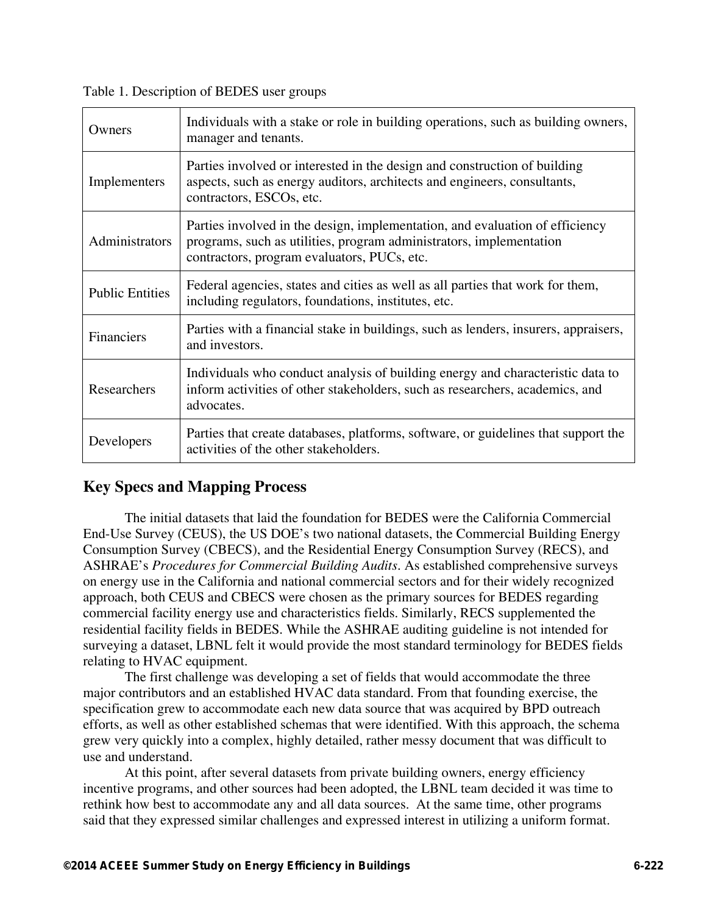Table 1. Description of BEDES user groups

| | |
|---|---|
| Owners | Individuals with a stake or role in building operations, such as building owners, manager and tenants. |
| Implementers | Parties involved or interested in the design and construction of building aspects, such as energy auditors, architects and engineers, consultants, contractors, ESCOs, etc. |
| Administrators | Parties involved in the design, implementation, and evaluation of efficiency programs, such as utilities, program administrators, implementation contractors, program evaluators, PUCs, etc. |
| Public Entities | Federal agencies, states and cities as well as all parties that work for them, including regulators, foundations, institutes, etc. |
| Financiers | Parties with a financial stake in buildings, such as lenders, insurers, appraisers, and investors. |
| Researchers | Individuals who conduct analysis of building energy and characteristic data to inform activities of other stakeholders, such as researchers, academics, and advocates. |
| Developers | Parties that create databases, platforms, software, or guidelines that support the activities of the other stakeholders. |

## Key Specs and Mapping Process

The initial datasets that laid the foundation for BEDES were the California Commercial End-Use Survey (CEUS), the US DOE's two national datasets, the Commercial Building Energy Consumption Survey (CBECS), and the Residential Energy Consumption Survey (RECS), and ASHRAE's *Procedures for Commercial Building Audits*. As established comprehensive surveys on energy use in the California and national commercial sectors and for their widely recognized approach, both CEUS and CBECS were chosen as the primary sources for BEDES regarding commercial facility energy use and characteristics fields. Similarly, RECS supplemented the residential facility fields in BEDES. While the ASHRAE auditing guideline is not intended for surveying a dataset, LBNL felt it would provide the most standard terminology for BEDES fields relating to HVAC equipment.

The first challenge was developing a set of fields that would accommodate the three major contributors and an established HVAC data standard. From that founding exercise, the specification grew to accommodate each new data source that was acquired by BPD outreach efforts, as well as other established schemas that were identified. With this approach, the schema grew very quickly into a complex, highly detailed, rather messy document that was difficult to use and understand.

At this point, after several datasets from private building owners, energy efficiency incentive programs, and other sources had been adopted, the LBNL team decided it was time to rethink how best to accommodate any and all data sources. At the same time, other programs said that they expressed similar challenges and expressed interest in utilizing a uniform format.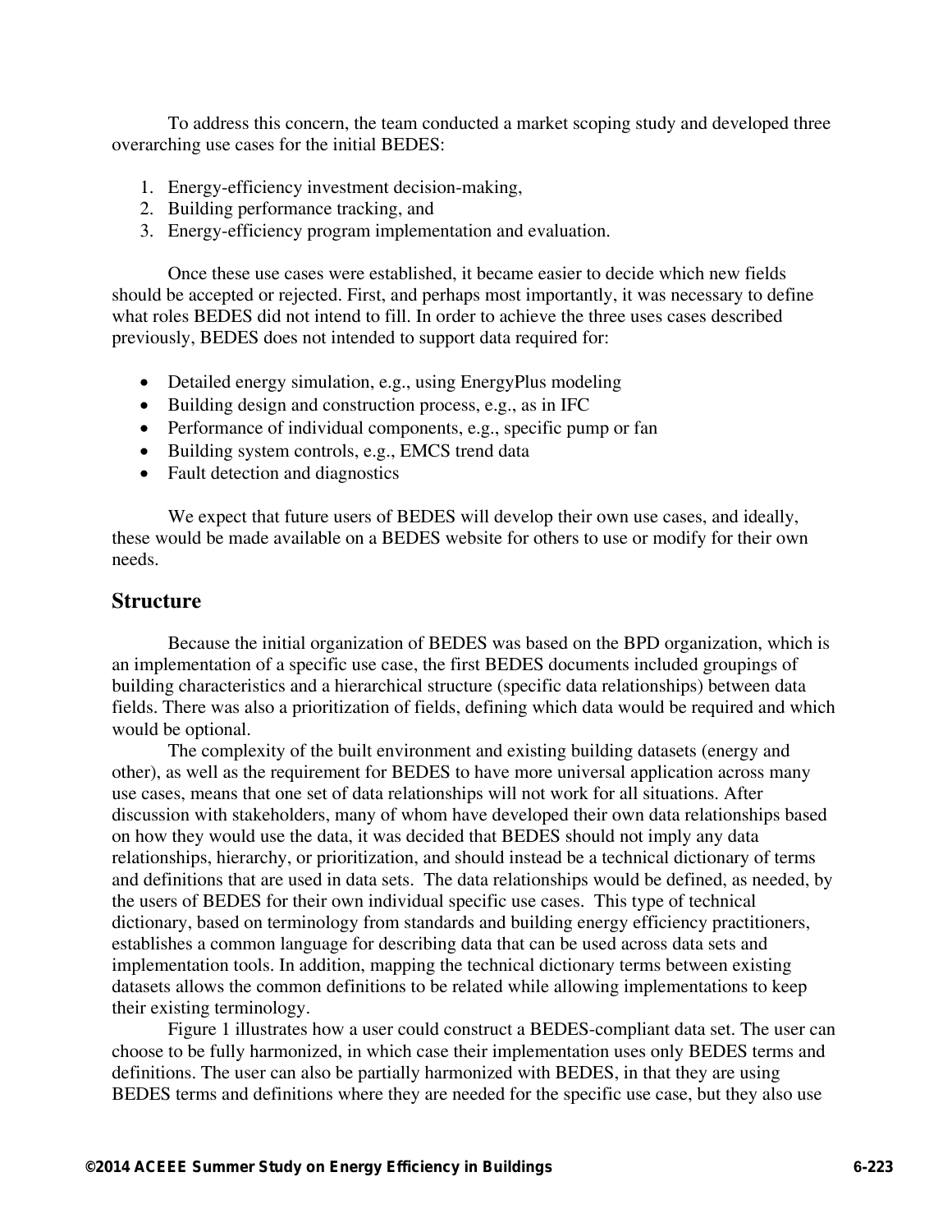To address this concern, the team conducted a market scoping study and developed three overarching use cases for the initial BEDES:

1. Energy-efficiency investment decision-making,
2. Building performance tracking, and
3. Energy-efficiency program implementation and evaluation.

Once these use cases were established, it became easier to decide which new fields should be accepted or rejected. First, and perhaps most importantly, it was necessary to define what roles BEDES did not intend to fill. In order to achieve the three uses cases described previously, BEDES does not intended to support data required for:

- Detailed energy simulation, e.g., using EnergyPlus modeling
- Building design and construction process, e.g., as in IFC
- Performance of individual components, e.g., specific pump or fan
- Building system controls, e.g., EMCS trend data
- Fault detection and diagnostics

We expect that future users of BEDES will develop their own use cases, and ideally, these would be made available on a BEDES website for others to use or modify for their own needs.

## Structure

Because the initial organization of BEDES was based on the BPD organization, which is an implementation of a specific use case, the first BEDES documents included groupings of building characteristics and a hierarchical structure (specific data relationships) between data fields. There was also a prioritization of fields, defining which data would be required and which would be optional.

The complexity of the built environment and existing building datasets (energy and other), as well as the requirement for BEDES to have more universal application across many use cases, means that one set of data relationships will not work for all situations. After discussion with stakeholders, many of whom have developed their own data relationships based on how they would use the data, it was decided that BEDES should not imply any data relationships, hierarchy, or prioritization, and should instead be a technical dictionary of terms and definitions that are used in data sets. The data relationships would be defined, as needed, by the users of BEDES for their own individual specific use cases. This type of technical dictionary, based on terminology from standards and building energy efficiency practitioners, establishes a common language for describing data that can be used across data sets and implementation tools. In addition, mapping the technical dictionary terms between existing datasets allows the common definitions to be related while allowing implementations to keep their existing terminology.

Figure 1 illustrates how a user could construct a BEDES-compliant data set. The user can choose to be fully harmonized, in which case their implementation uses only BEDES terms and definitions. The user can also be partially harmonized with BEDES, in that they are using BEDES terms and definitions where they are needed for the specific use case, but they also use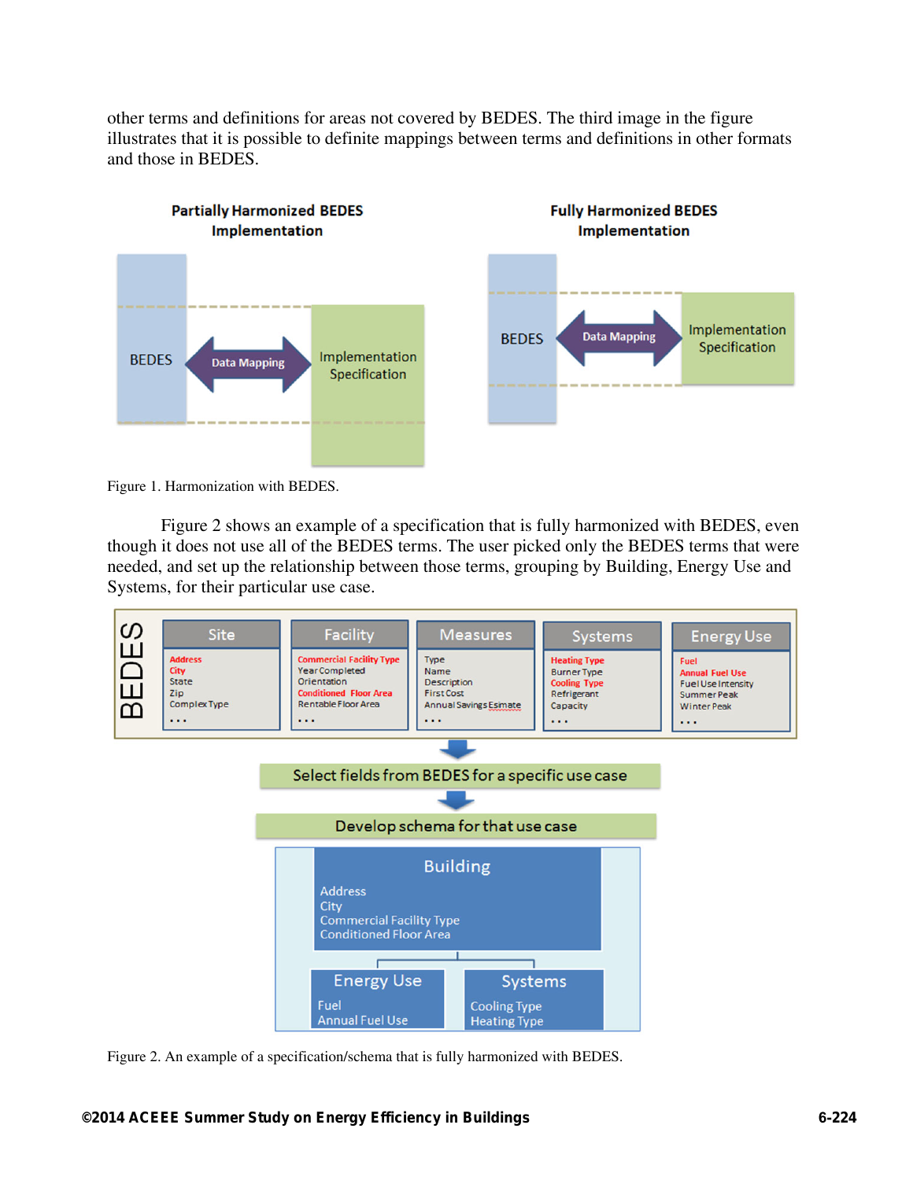other terms and definitions for areas not covered by BEDES. The third image in the figure illustrates that it is possible to definite mappings between terms and definitions in other formats and those in BEDES.

Figure 1. Harmonization with BEDES.

Figure 2 shows an example of a specification that is fully harmonized with BEDES, even though it does not use all of the BEDES terms. The user picked only the BEDES terms that were needed, and set up the relationship between those terms, grouping by Building, Energy Use and Systems, for their particular use case.

Figure 2. An example of a specification/schema that is fully harmonized with BEDES.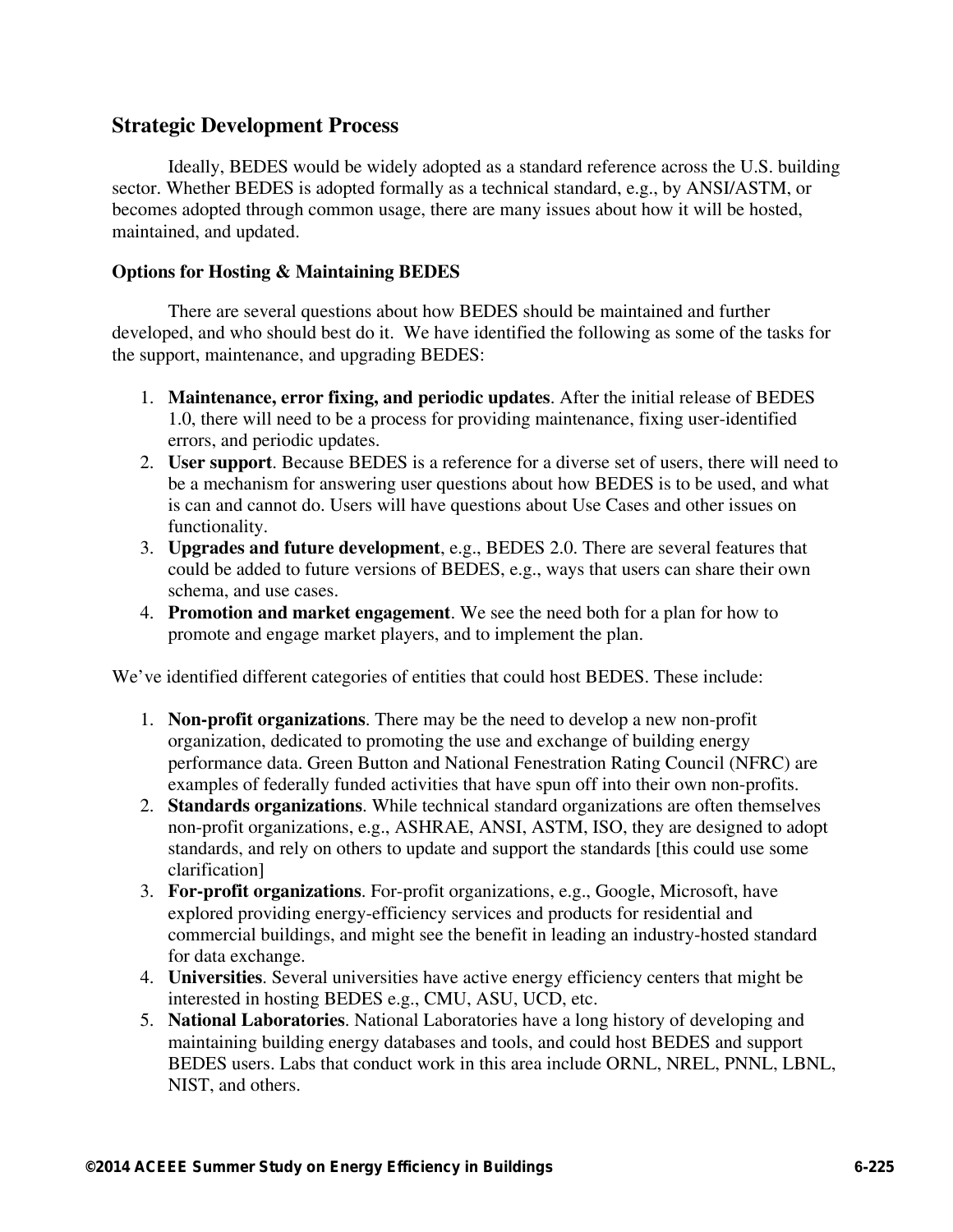## Strategic Development Process

Ideally, BEDES would be widely adopted as a standard reference across the U.S. building sector. Whether BEDES is adopted formally as a technical standard, e.g., by ANSI/ASTM, or becomes adopted through common usage, there are many issues about how it will be hosted, maintained, and updated.

### Options for Hosting & Maintaining BEDES

There are several questions about how BEDES should be maintained and further developed, and who should best do it. We have identified the following as some of the tasks for the support, maintenance, and upgrading BEDES:

1. **Maintenance, error fixing, and periodic updates**. After the initial release of BEDES 1.0, there will need to be a process for providing maintenance, fixing user-identified errors, and periodic updates.
2. **User support**. Because BEDES is a reference for a diverse set of users, there will need to be a mechanism for answering user questions about how BEDES is to be used, and what is can and cannot do. Users will have questions about Use Cases and other issues on functionality.
3. **Upgrades and future development**, e.g., BEDES 2.0. There are several features that could be added to future versions of BEDES, e.g., ways that users can share their own schema, and use cases.
4. **Promotion and market engagement**. We see the need both for a plan for how to promote and engage market players, and to implement the plan.

We've identified different categories of entities that could host BEDES. These include:

1. **Non-profit organizations**. There may be the need to develop a new non-profit organization, dedicated to promoting the use and exchange of building energy performance data. Green Button and National Fenestration Rating Council (NFRC) are examples of federally funded activities that have spun off into their own non-profits.
2. **Standards organizations**. While technical standard organizations are often themselves non-profit organizations, e.g., ASHRAE, ANSI, ASTM, ISO, they are designed to adopt standards, and rely on others to update and support the standards [this could use some clarification]
3. **For-profit organizations**. For-profit organizations, e.g., Google, Microsoft, have explored providing energy-efficiency services and products for residential and commercial buildings, and might see the benefit in leading an industry-hosted standard for data exchange.
4. **Universities**. Several universities have active energy efficiency centers that might be interested in hosting BEDES e.g., CMU, ASU, UCD, etc.
5. **National Laboratories**. National Laboratories have a long history of developing and maintaining building energy databases and tools, and could host BEDES and support BEDES users. Labs that conduct work in this area include ORNL, NREL, PNNL, LBNL, NIST, and others.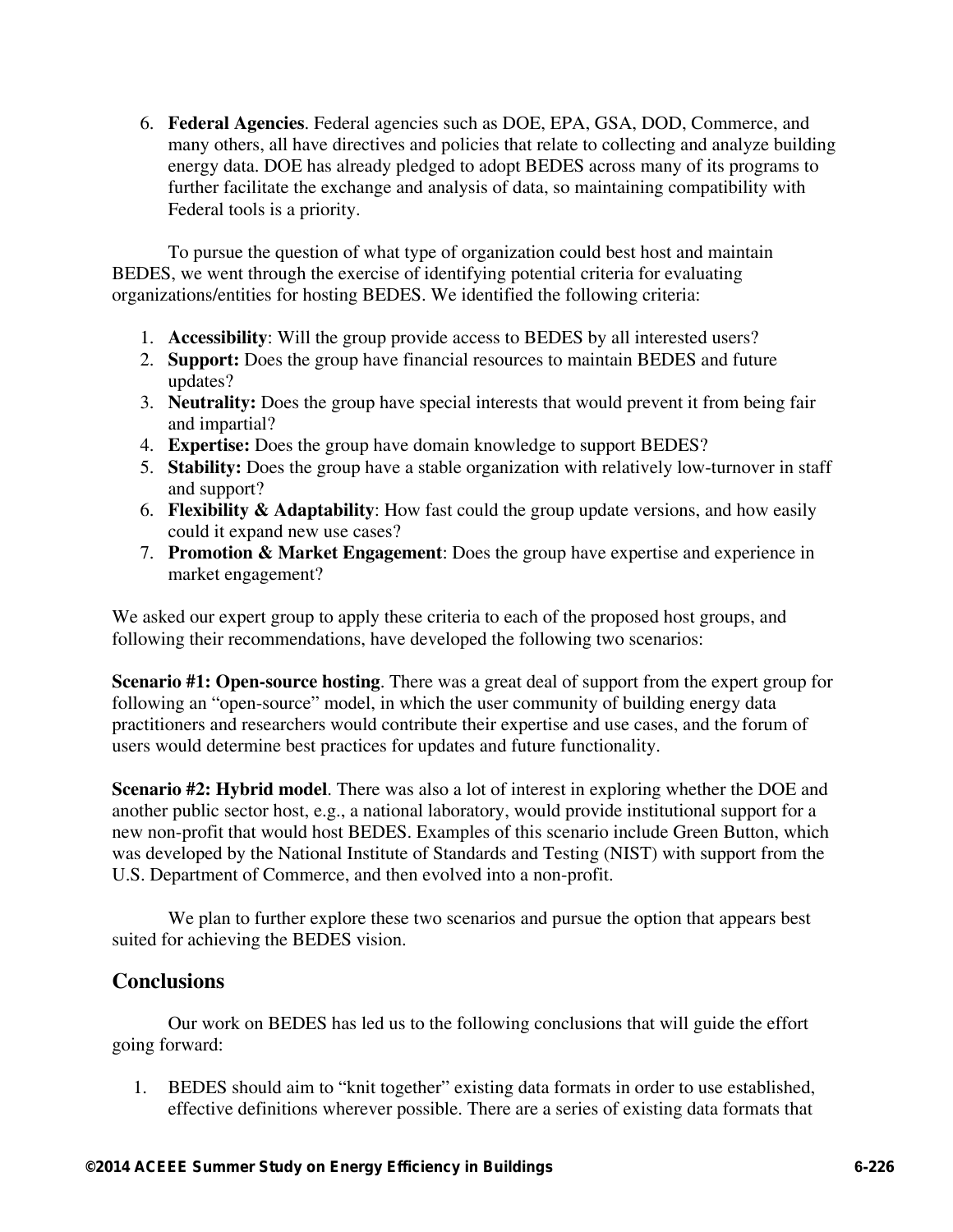6. **Federal Agencies**. Federal agencies such as DOE, EPA, GSA, DOD, Commerce, and many others, all have directives and policies that relate to collecting and analyze building energy data. DOE has already pledged to adopt BEDES across many of its programs to further facilitate the exchange and analysis of data, so maintaining compatibility with Federal tools is a priority.

To pursue the question of what type of organization could best host and maintain BEDES, we went through the exercise of identifying potential criteria for evaluating organizations/entities for hosting BEDES. We identified the following criteria:

1. **Accessibility**: Will the group provide access to BEDES by all interested users?
2. **Support:** Does the group have financial resources to maintain BEDES and future updates?
3. **Neutrality:** Does the group have special interests that would prevent it from being fair and impartial?
4. **Expertise:** Does the group have domain knowledge to support BEDES?
5. **Stability:** Does the group have a stable organization with relatively low-turnover in staff and support?
6. **Flexibility & Adaptability**: How fast could the group update versions, and how easily could it expand new use cases?
7. **Promotion & Market Engagement**: Does the group have expertise and experience in market engagement?

We asked our expert group to apply these criteria to each of the proposed host groups, and following their recommendations, have developed the following two scenarios:

**Scenario #1: Open-source hosting**. There was a great deal of support from the expert group for following an "open-source" model, in which the user community of building energy data practitioners and researchers would contribute their expertise and use cases, and the forum of users would determine best practices for updates and future functionality.

**Scenario #2: Hybrid model**. There was also a lot of interest in exploring whether the DOE and another public sector host, e.g., a national laboratory, would provide institutional support for a new non-profit that would host BEDES. Examples of this scenario include Green Button, which was developed by the National Institute of Standards and Testing (NIST) with support from the U.S. Department of Commerce, and then evolved into a non-profit.

We plan to further explore these two scenarios and pursue the option that appears best suited for achieving the BEDES vision.

## Conclusions

Our work on BEDES has led us to the following conclusions that will guide the effort going forward:

1. BEDES should aim to "knit together" existing data formats in order to use established, effective definitions wherever possible. There are a series of existing data formats that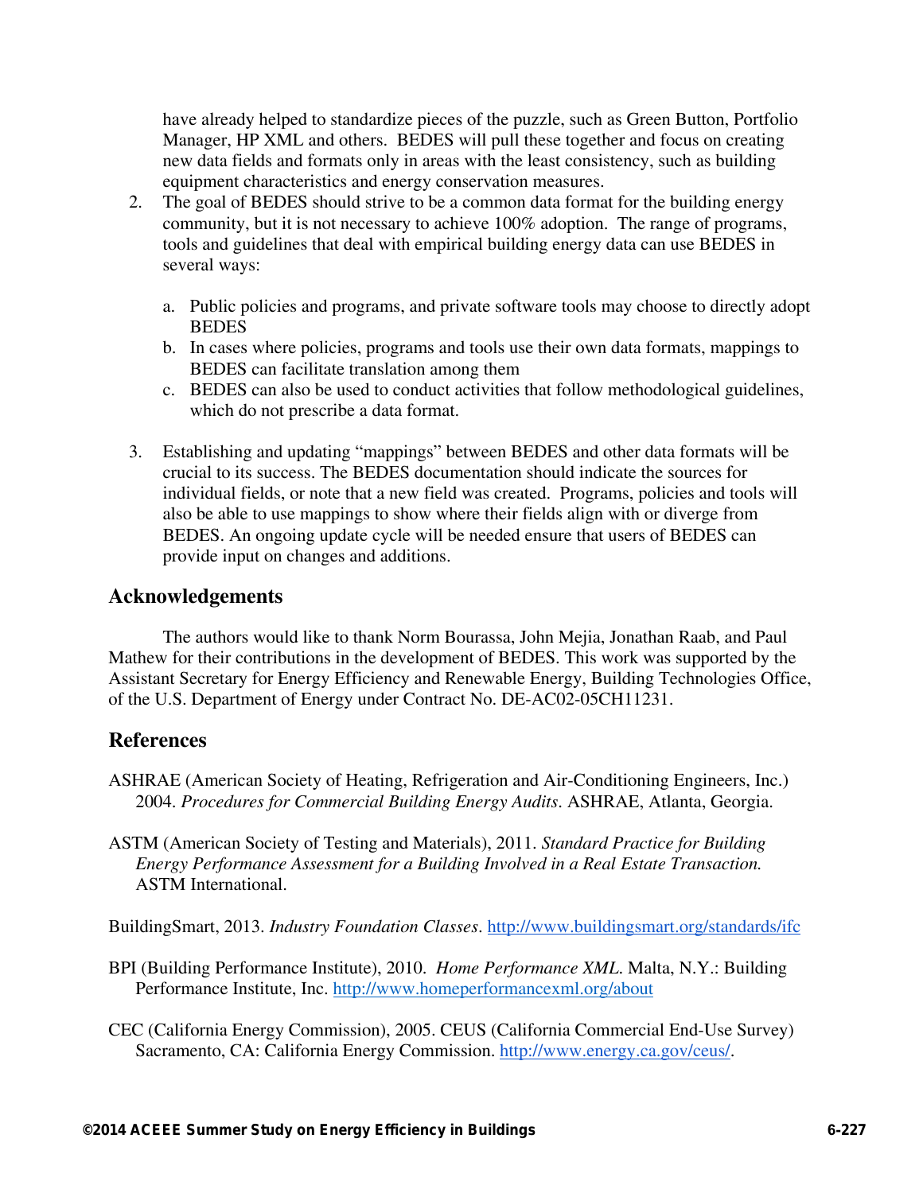have already helped to standardize pieces of the puzzle, such as Green Button, Portfolio Manager, HP XML and others. BEDES will pull these together and focus on creating new data fields and formats only in areas with the least consistency, such as building equipment characteristics and energy conservation measures.

2. The goal of BEDES should strive to be a common data format for the building energy community, but it is not necessary to achieve 100% adoption. The range of programs, tools and guidelines that deal with empirical building energy data can use BEDES in several ways:

   a. Public policies and programs, and private software tools may choose to directly adopt BEDES
   b. In cases where policies, programs and tools use their own data formats, mappings to BEDES can facilitate translation among them
   c. BEDES can also be used to conduct activities that follow methodological guidelines, which do not prescribe a data format.

3. Establishing and updating "mappings" between BEDES and other data formats will be crucial to its success. The BEDES documentation should indicate the sources for individual fields, or note that a new field was created. Programs, policies and tools will also be able to use mappings to show where their fields align with or diverge from BEDES. An ongoing update cycle will be needed ensure that users of BEDES can provide input on changes and additions.

## Acknowledgements

The authors would like to thank Norm Bourassa, John Mejia, Jonathan Raab, and Paul Mathew for their contributions in the development of BEDES. This work was supported by the Assistant Secretary for Energy Efficiency and Renewable Energy, Building Technologies Office, of the U.S. Department of Energy under Contract No. DE-AC02-05CH11231.

## References

ASHRAE (American Society of Heating, Refrigeration and Air-Conditioning Engineers, Inc.) 2004. *Procedures for Commercial Building Energy Audits*. ASHRAE, Atlanta, Georgia.

ASTM (American Society of Testing and Materials), 2011. *Standard Practice for Building Energy Performance Assessment for a Building Involved in a Real Estate Transaction.* ASTM International.

BuildingSmart, 2013. *Industry Foundation Classes*. http://www.buildingsmart.org/standards/ifc

BPI (Building Performance Institute), 2010. *Home Performance XML*. Malta, N.Y.: Building Performance Institute, Inc. http://www.homeperformancexml.org/about

CEC (California Energy Commission), 2005. CEUS (California Commercial End-Use Survey) Sacramento, CA: California Energy Commission. http://www.energy.ca.gov/ceus/.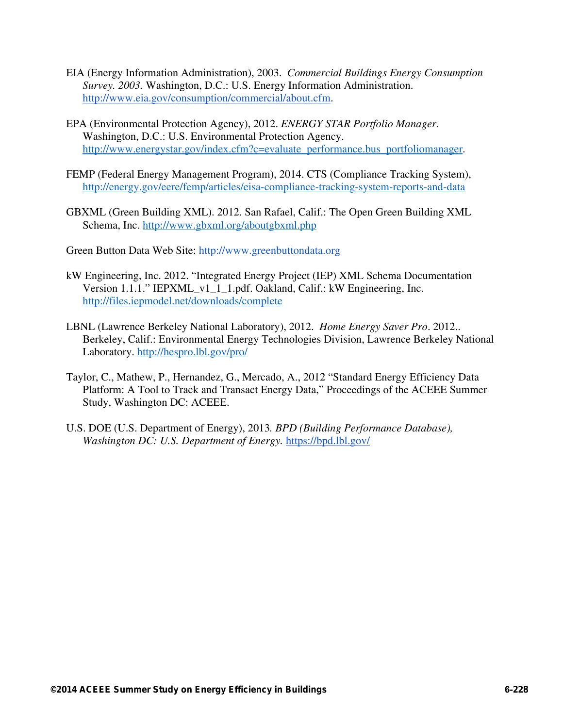EIA (Energy Information Administration), 2003. *Commercial Buildings Energy Consumption Survey. 2003.* Washington, D.C.: U.S. Energy Information Administration. http://www.eia.gov/consumption/commercial/about.cfm.

EPA (Environmental Protection Agency), 2012. *ENERGY STAR Portfolio Manager*. Washington, D.C.: U.S. Environmental Protection Agency. http://www.energystar.gov/index.cfm?c=evaluate_performance.bus_portfoliomanager.

FEMP (Federal Energy Management Program), 2014. CTS (Compliance Tracking System), http://energy.gov/eere/femp/articles/eisa-compliance-tracking-system-reports-and-data

GBXML (Green Building XML). 2012. San Rafael, Calif.: The Open Green Building XML Schema, Inc. http://www.gbxml.org/aboutgbxml.php

Green Button Data Web Site: http://www.greenbuttondata.org

kW Engineering, Inc. 2012. "Integrated Energy Project (IEP) XML Schema Documentation Version 1.1.1." IEPXML_v1_1_1.pdf. Oakland, Calif.: kW Engineering, Inc. http://files.iepmodel.net/downloads/complete

LBNL (Lawrence Berkeley National Laboratory), 2012. *Home Energy Saver Pro*. 2012.. Berkeley, Calif.: Environmental Energy Technologies Division, Lawrence Berkeley National Laboratory. http://hespro.lbl.gov/pro/

Taylor, C., Mathew, P., Hernandez, G., Mercado, A., 2012 "Standard Energy Efficiency Data Platform: A Tool to Track and Transact Energy Data," Proceedings of the ACEEE Summer Study, Washington DC: ACEEE.

U.S. DOE (U.S. Department of Energy), 2013. *BPD (Building Performance Database), Washington DC: U.S. Department of Energy.* https://bpd.lbl.gov/